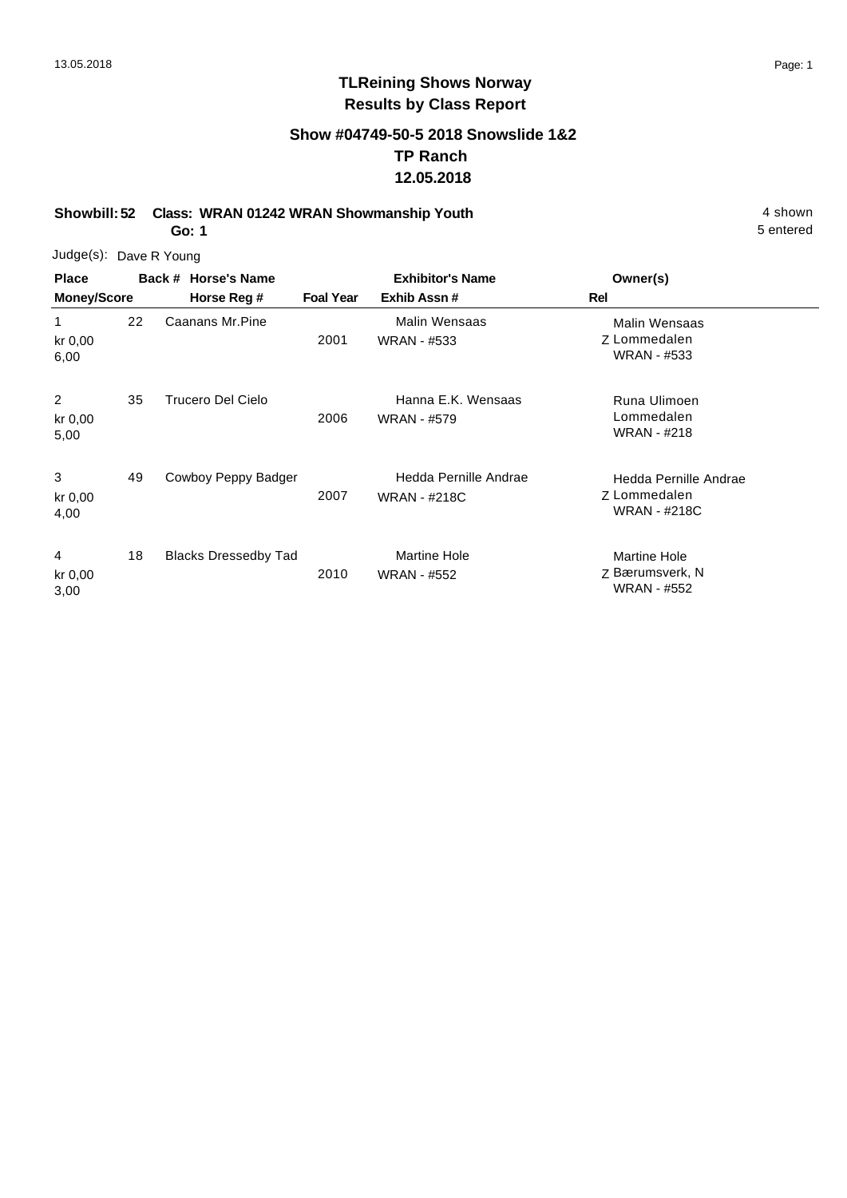# TLReining Shows Norway

## Results by Class Report

### Show #04749-50-5 2018 Snowslide 1&2
### TP Ranch
### 12.05.2018

**Showbill: 52 Class: WRAN 01242 WRAN Showmanship Youth** 4 shown
**Go: 1** 5 entered

Judge(s): Dave R Young

| Place Money/Score | Back # | Horse's Name Horse Reg # | Foal Year | Exhibitor's Name Exhib Assn # | Rel | Owner(s) |
|---|---|---|---|---|---|---|
| 1 kr 0,00 6,00 | 22 | Caanans Mr.Pine | 2001 | Malin Wensaas WRAN - #533 | Z | Malin Wensaas Lommedalen WRAN - #533 |
| 2 kr 0,00 5,00 | 35 | Trucero Del Cielo | 2006 | Hanna E.K. Wensaas WRAN - #579 | | Runa Ulimoen Lommedalen WRAN - #218 |
| 3 kr 0,00 4,00 | 49 | Cowboy Peppy Badger | 2007 | Hedda Pernille Andrae WRAN - #218C | Z | Hedda Pernille Andrae Lommedalen WRAN - #218C |
| 4 kr 0,00 3,00 | 18 | Blacks Dressedby Tad | 2010 | Martine Hole WRAN - #552 | Z | Martine Hole Bærumsverk, N WRAN - #552 |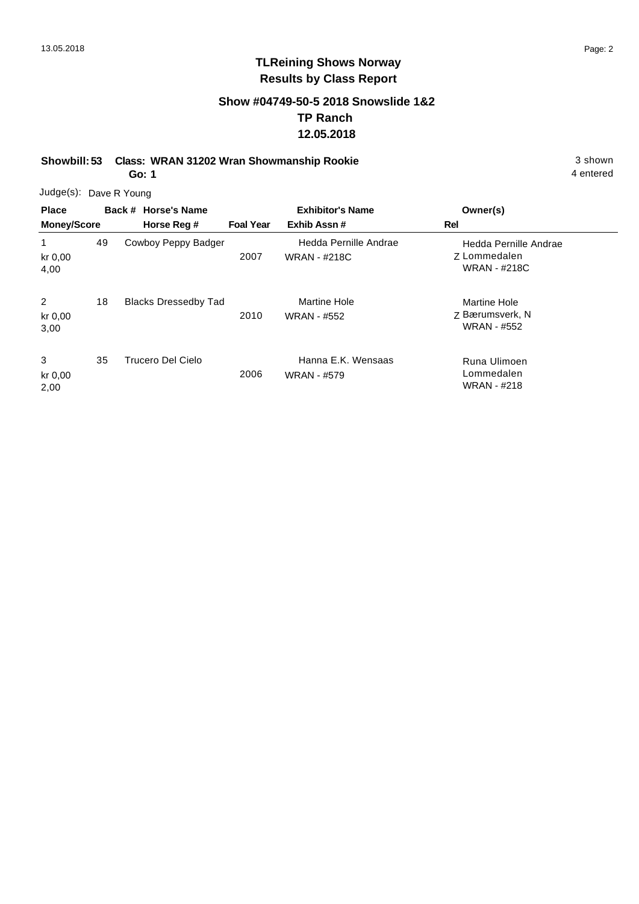# TLReining Shows Norway
## Results by Class Report

### Show #04749-50-5 2018 Snowslide 1&2
### TP Ranch
### 12.05.2018

**Showbill: 53 Class: WRAN 31202 Wran Showmanship Rookie** 3 shown
**Go: 1** 4 entered

Judge(s): Dave R Young

| Place Money/Score | Back # | Horse's Name Horse Reg # | Foal Year | Exhibitor's Name Exhib Assn # | Rel | Owner(s) |
|---|---|---|---|---|---|---|
| 1 kr 0,00 4,00 | 49 | Cowboy Peppy Badger | 2007 | Hedda Pernille Andrae WRAN - #218C | Z | Hedda Pernille Andrae Lommedalen WRAN - #218C |
| 2 kr 0,00 3,00 | 18 | Blacks Dressedby Tad | 2010 | Martine Hole WRAN - #552 | Z | Martine Hole Bærumsverk, N WRAN - #552 |
| 3 kr 0,00 2,00 | 35 | Trucero Del Cielo | 2006 | Hanna E.K. Wensaas WRAN - #579 | | Runa Ulimoen Lommedalen WRAN - #218 |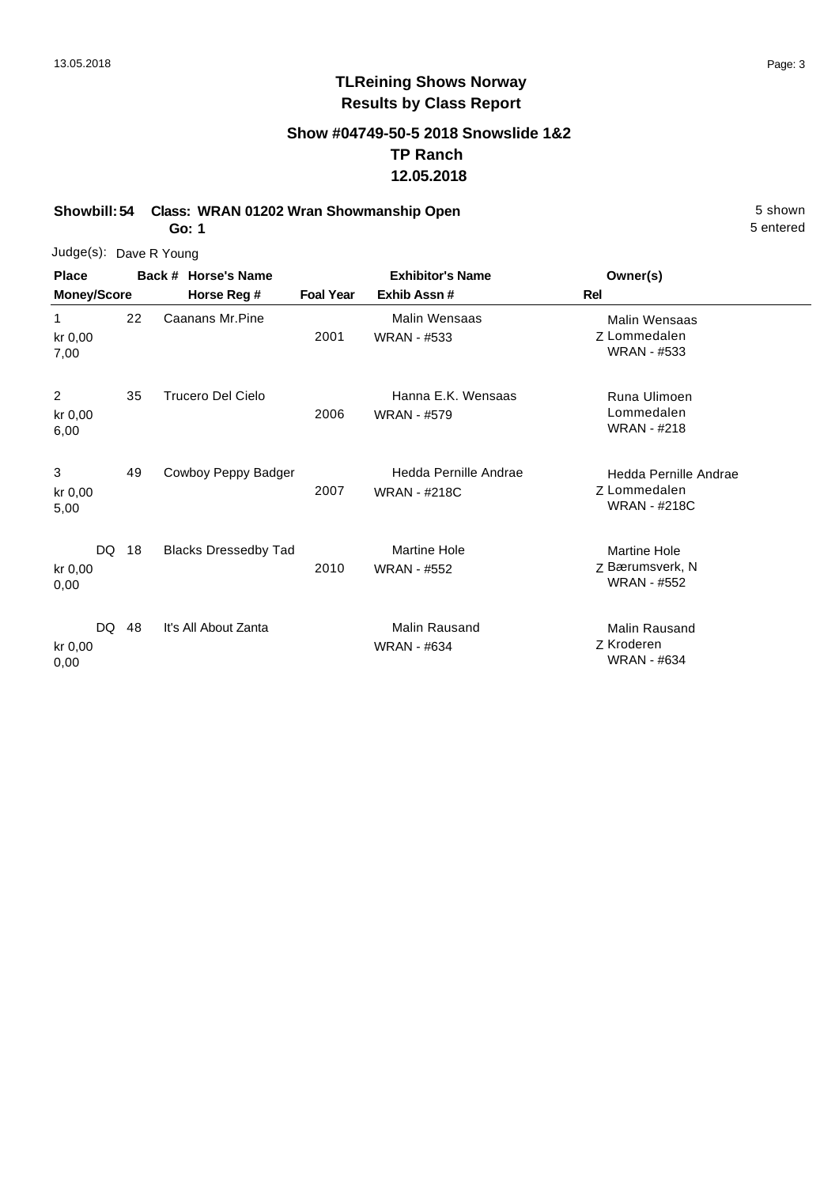# TLReining Shows Norway
## Results by Class Report

### Show #04749-50-5 2018 Snowslide 1&2
### TP Ranch
### 12.05.2018

**Showbill: 54 Class: WRAN 01202 Wran Showmanship Open** 5 shown
**Go: 1** 5 entered

Judge(s): Dave R Young

| Place / Money/Score | Back # | Horse's Name / Horse Reg # | Foal Year | Exhibitor's Name / Exhib Assn # | Owner(s) / Rel |
|---|---|---|---|---|---|
| 1<br>kr 0,00<br>7,00 | 22 | Caanans Mr.Pine | 2001 | Malin Wensaas<br>WRAN - #533 | Malin Wensaas<br>Z Lommedalen<br>WRAN - #533 |
| 2<br>kr 0,00<br>6,00 | 35 | Trucero Del Cielo | 2006 | Hanna E.K. Wensaas<br>WRAN - #579 | Runa Ulimoen<br>Lommedalen<br>WRAN - #218 |
| 3<br>kr 0,00<br>5,00 | 49 | Cowboy Peppy Badger | 2007 | Hedda Pernille Andrae<br>WRAN - #218C | Hedda Pernille Andrae<br>Z Lommedalen<br>WRAN - #218C |
| DQ<br>kr 0,00<br>0,00 | 18 | Blacks Dressedby Tad | 2010 | Martine Hole<br>WRAN - #552 | Martine Hole<br>Z Bærumsverk, N<br>WRAN - #552 |
| DQ<br>kr 0,00<br>0,00 | 48 | It's All About Zanta | | Malin Rausand<br>WRAN - #634 | Malin Rausand<br>Z Kroderen<br>WRAN - #634 |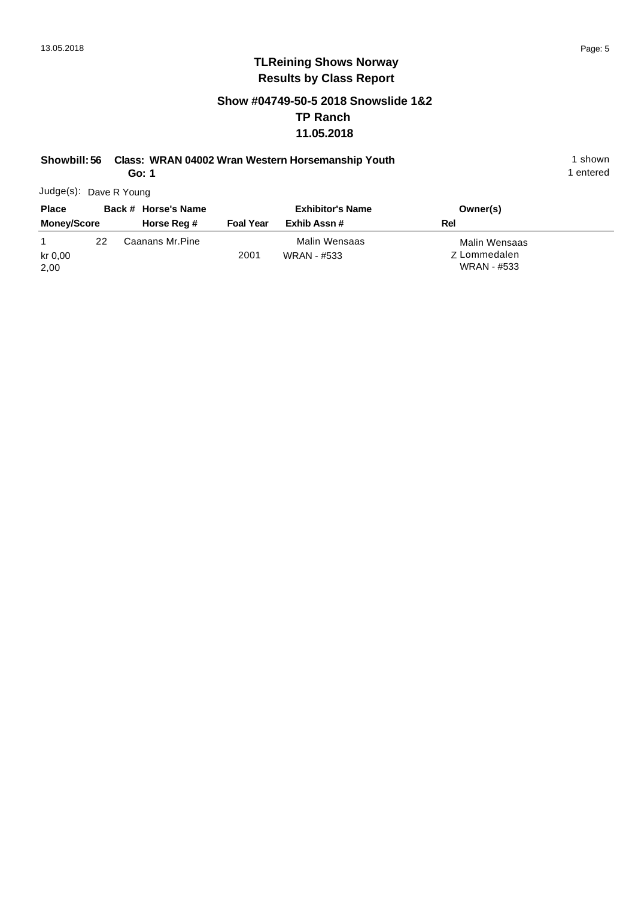# TLReining Shows Norway
## Results by Class Report

### Show #04749-50-5 2018 Snowslide 1&2
### TP Ranch
### 11.05.2018

**Showbill: 56 Class: WRAN 04002 Wran Western Horsemanship Youth** 1 shown
**Go: 1** 1 entered

Judge(s): Dave R Young

| Place<br>Money/Score | Back # | Horse's Name<br>Horse Reg # | Foal Year | Exhibitor's Name<br>Exhib Assn # | Owner(s)<br>Rel |
|---|---|---|---|---|---|
| 1<br>kr 0,00<br>2,00 | 22 | Caanans Mr.Pine | 2001 | Malin Wensaas<br>WRAN - #533 | Malin Wensaas<br>Z Lommedalen<br>WRAN - #533 |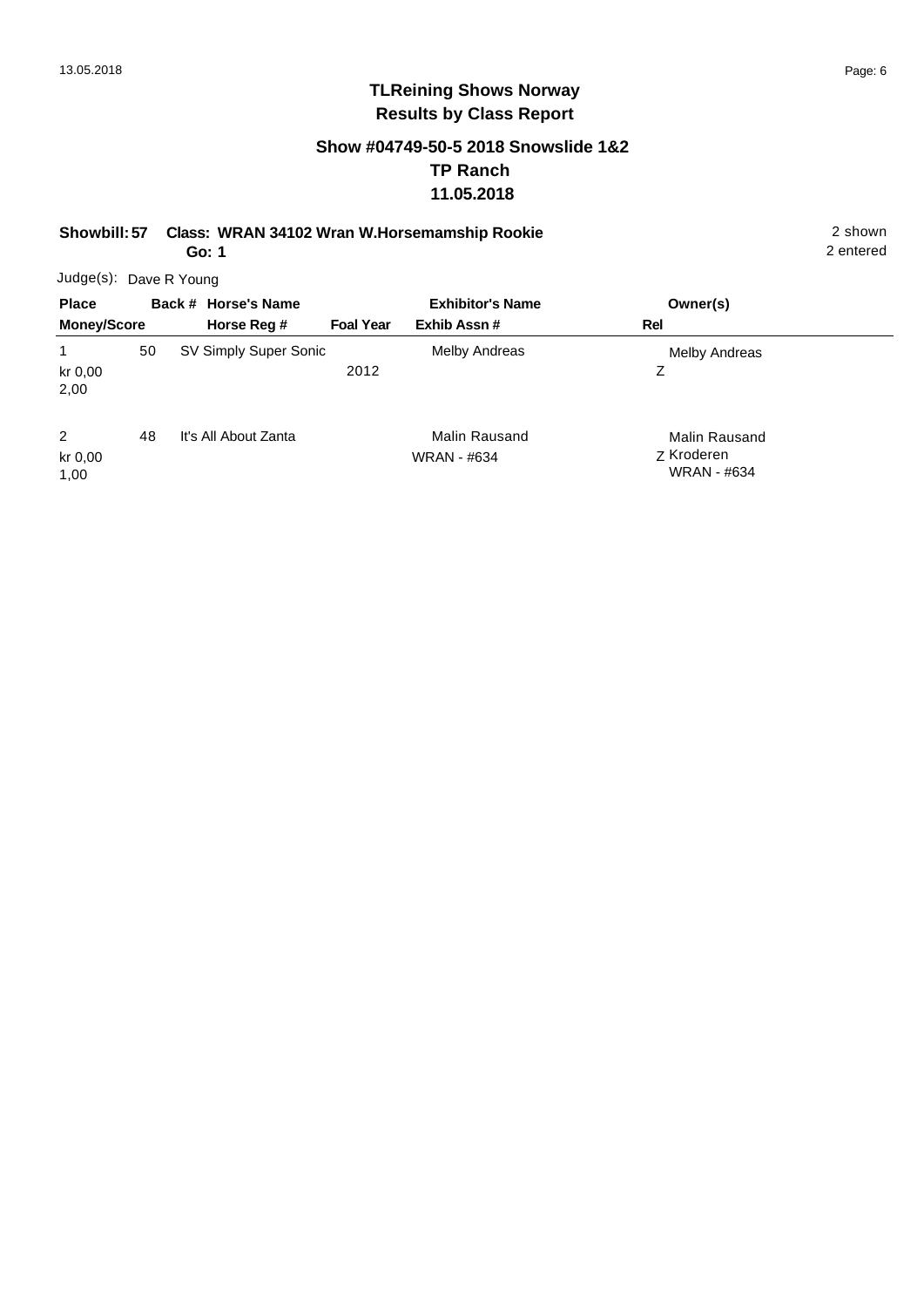# TLReining Shows Norway
## Results by Class Report

### Show #04749-50-5 2018 Snowslide 1&2
### TP Ranch
### 11.05.2018

**Showbill: 57 Class: WRAN 34102 Wran W.Horsemamship Rookie** 2 shown
**Go: 1** 2 entered

Judge(s): Dave R Young

| Place<br>Money/Score | Back # | Horse's Name<br>Horse Reg # | Foal Year | Exhibitor's Name<br>Exhib Assn # | Rel | Owner(s) |
|---|---|---|---|---|---|---|
| 1<br>kr 0,00<br>2,00 | 50 | SV Simply Super Sonic | 2012 | Melby Andreas | Z | Melby Andreas |
| 2<br>kr 0,00<br>1,00 | 48 | It's All About Zanta | | Malin Rausand<br>WRAN - #634 | Z | Malin Rausand<br>Kroderen<br>WRAN - #634 |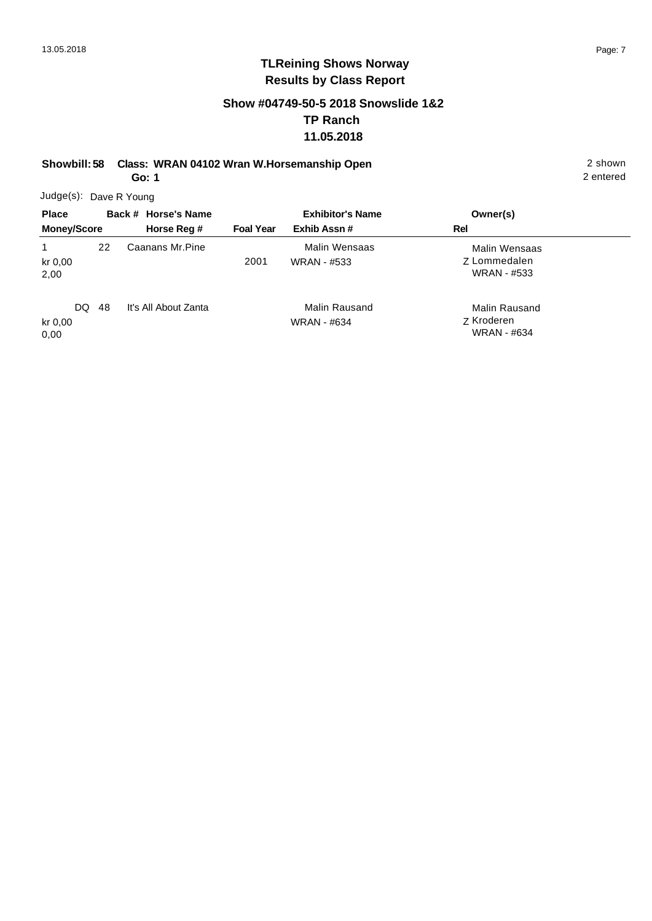# TLReining Shows Norway
## Results by Class Report

### Show #04749-50-5 2018 Snowslide 1&2
### TP Ranch
### 11.05.2018

**Showbill: 58 Class: WRAN 04102 Wran W.Horsemanship Open** 2 shown
**Go: 1** 2 entered

Judge(s): Dave R Young

| Place<br>Money/Score | Back # | Horse's Name<br>Horse Reg # | Foal Year | Exhibitor's Name<br>Exhib Assn # | Rel | Owner(s) |
|---|---|---|---|---|---|---|
| 1<br>kr 0,00<br>2,00 | 22 | Caanans Mr.Pine | 2001 | Malin Wensaas<br>WRAN - #533 | Z | Malin Wensaas<br>Lommedalen<br>WRAN - #533 |
| DQ<br>kr 0,00<br>0,00 | 48 | It's All About Zanta | | Malin Rausand<br>WRAN - #634 | Z | Malin Rausand<br>Kroderen<br>WRAN - #634 |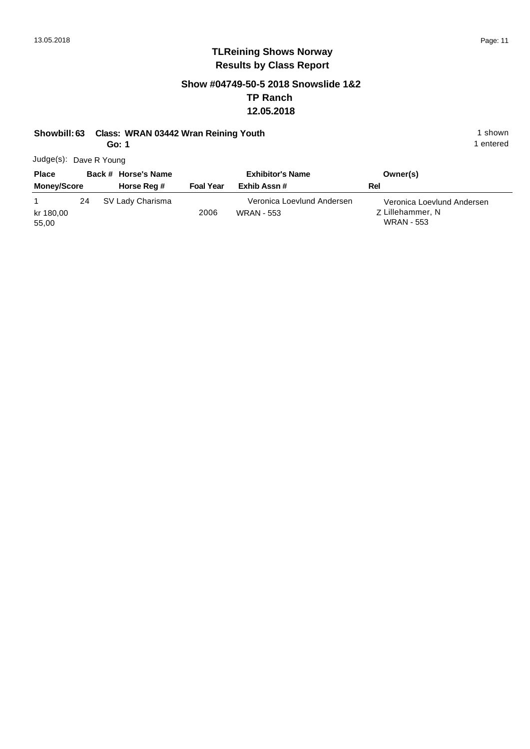# TLReining Shows Norway
## Results by Class Report

### Show #04749-50-5 2018 Snowslide 1&2
### TP Ranch
### 12.05.2018

**Showbill: 63 Class: WRAN 03442 Wran Reining Youth** 1 shown
**Go: 1** 1 entered

Judge(s): Dave R Young

| Place<br>Money/Score | Back # | Horse's Name<br>Horse Reg # | Foal Year | Exhibitor's Name<br>Exhib Assn # | Owner(s)<br>Rel |
|---|---|---|---|---|---|
| 1<br>kr 180,00<br>55,00 | 24 | SV Lady Charisma | 2006 | Veronica Loevlund Andersen<br>WRAN - 553 | Veronica Loevlund Andersen<br>Z Lillehammer, N<br>WRAN - 553 |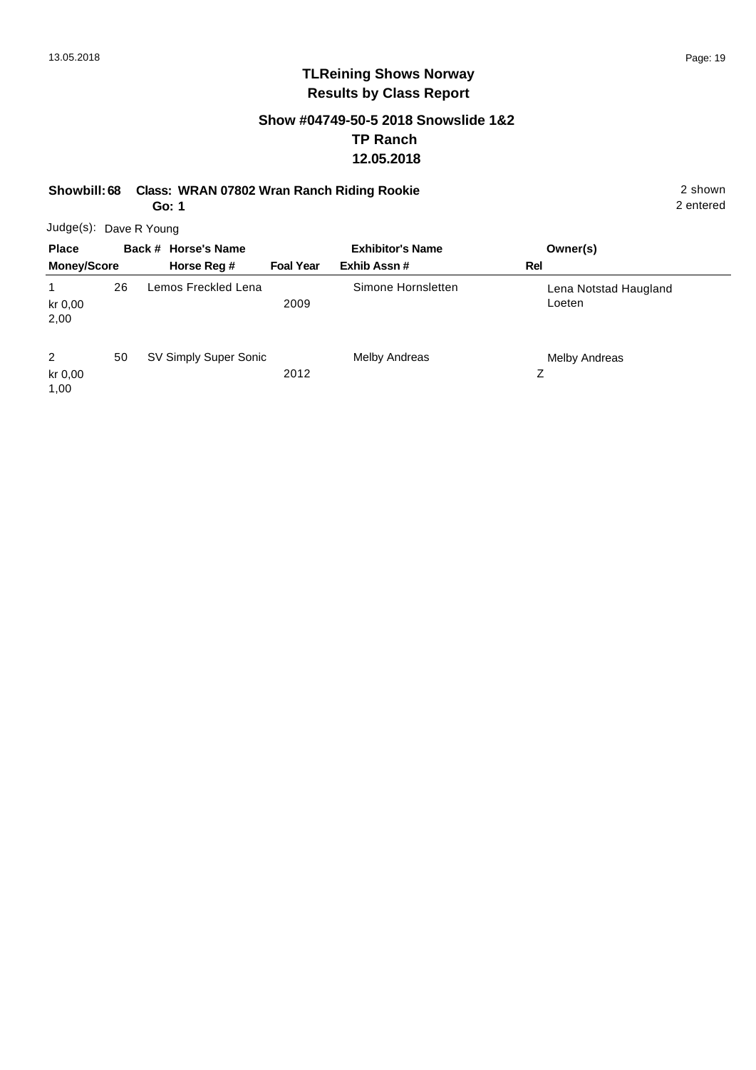# TLReining Shows Norway
## Results by Class Report

### Show #04749-50-5 2018 Snowslide 1&2
### TP Ranch
### 12.05.2018

**Showbill: 68 Class: WRAN 07802 Wran Ranch Riding Rookie** 2 shown
**Go: 1** 2 entered

Judge(s): Dave R Young

| Place<br>Money/Score | Back # | Horse's Name<br>Horse Reg # | Foal Year | Exhibitor's Name<br>Exhib Assn # | Owner(s)<br>Rel |
|---|---|---|---|---|---|
| 1<br>kr 0,00<br>2,00 | 26 | Lemos Freckled Lena | 2009 | Simone Hornsletten | Lena Notstad Haugland Loeten |
| 2<br>kr 0,00<br>1,00 | 50 | SV Simply Super Sonic | 2012 | Melby Andreas | Melby Andreas<br>Z |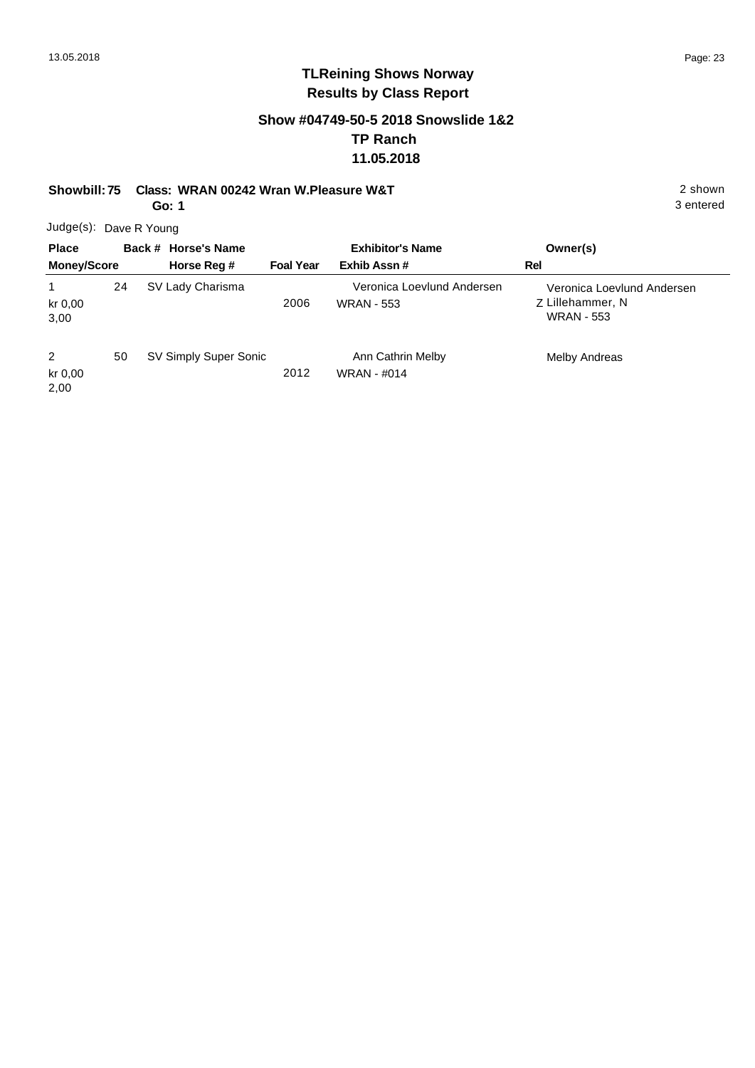# TLReining Shows Norway
## Results by Class Report

### Show #04749-50-5 2018 Snowslide 1&2
### TP Ranch
### 11.05.2018

**Showbill: 75 Class: WRAN 00242 Wran W.Pleasure W&T** 2 shown

**Go: 1** 3 entered

Judge(s): Dave R Young

| Place<br>Money/Score | Back # | Horse's Name<br>Horse Reg # | Foal Year | Exhibitor's Name<br>Exhib Assn # | Owner(s)<br>Rel |
|---|---|---|---|---|---|
| 1<br>kr 0,00<br>3,00 | 24 | SV Lady Charisma | 2006 | Veronica Loevlund Andersen<br>WRAN - 553 | Veronica Loevlund Andersen<br>Z Lillehammer, N<br>WRAN - 553 |
| 2<br>kr 0,00<br>2,00 | 50 | SV Simply Super Sonic | 2012 | Ann Cathrin Melby<br>WRAN - #014 | Melby Andreas |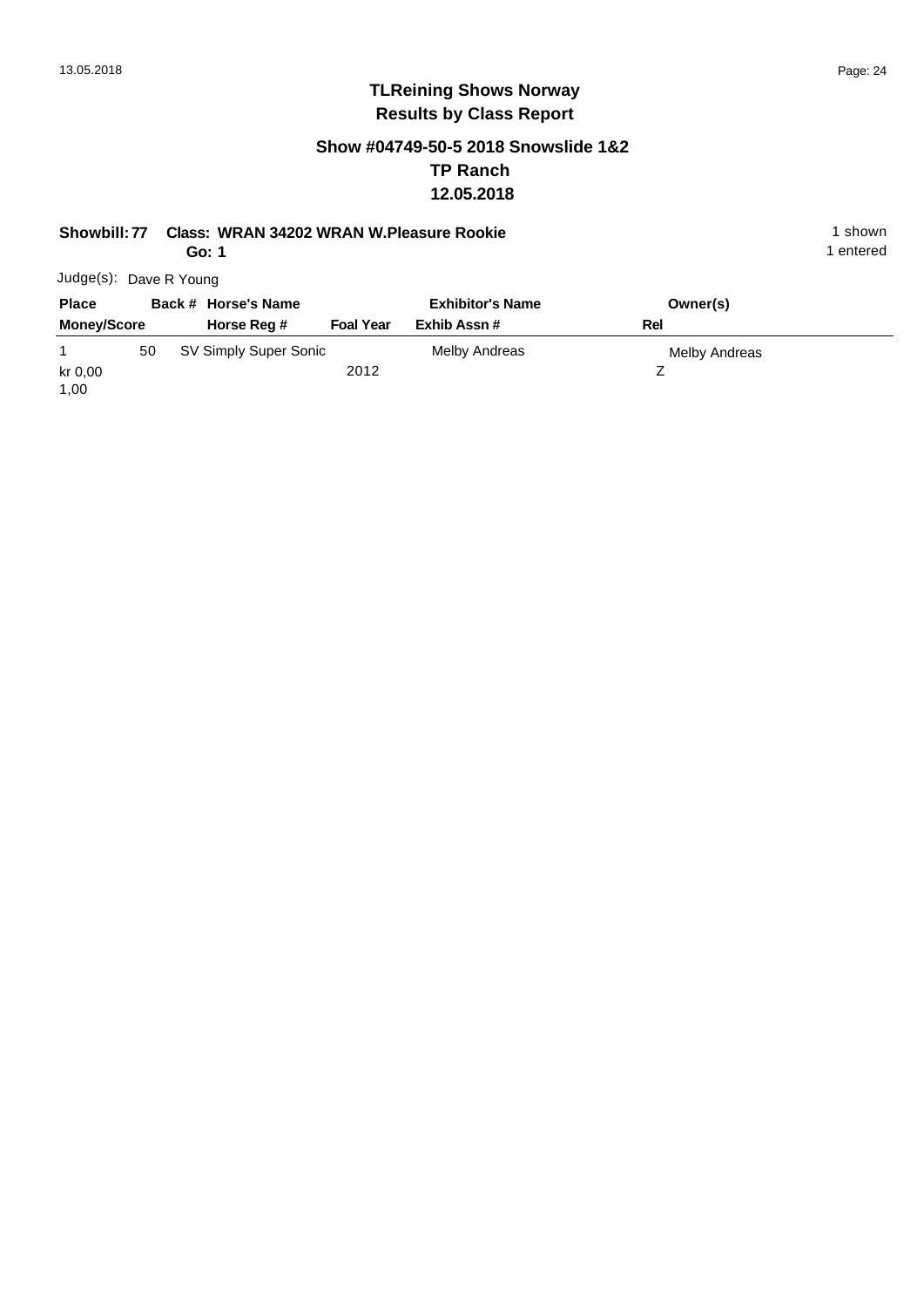# TLReining Shows Norway
## Results by Class Report

### Show #04749-50-5 2018 Snowslide 1&2
### TP Ranch
### 12.05.2018

**Showbill: 77 Class: WRAN 34202 WRAN W.Pleasure Rookie** 1 shown
**Go: 1** 1 entered

Judge(s): Dave R Young

| Place / Money/Score | Back # | Horse's Name / Horse Reg # | Foal Year | Exhibitor's Name / Exhib Assn # | Owner(s) / Rel |
|---|---|---|---|---|---|
| 1 kr 0,00 1,00 | 50 | SV Simply Super Sonic | 2012 | Melby Andreas | Melby Andreas Z |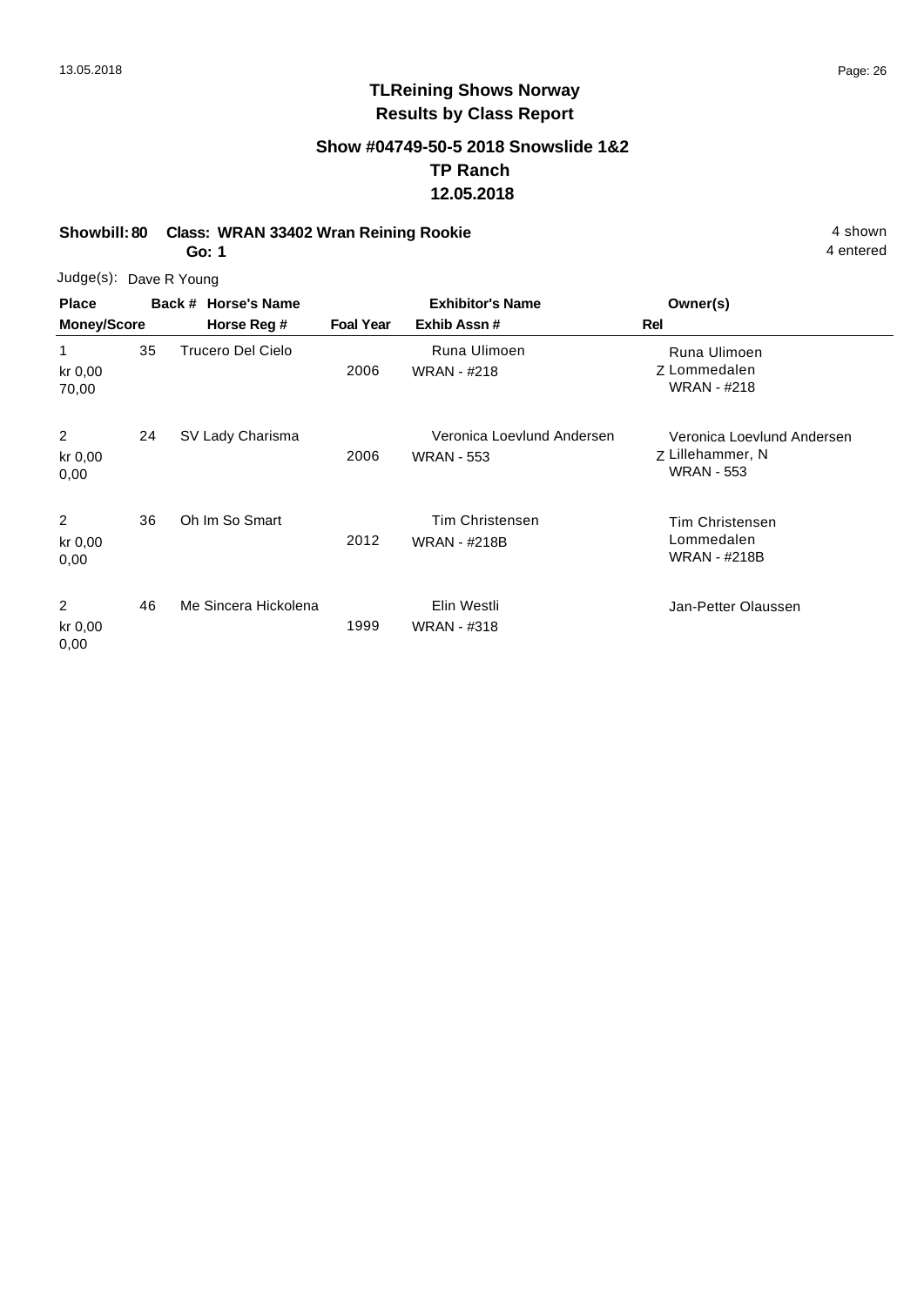# TLReining Shows Norway
## Results by Class Report

### Show #04749-50-5 2018 Snowslide 1&2
### TP Ranch
### 12.05.2018

**Showbill: 80 Class: WRAN 33402 Wran Reining Rookie** 4 shown
**Go: 1** 4 entered

Judge(s): Dave R Young

| Place Money/Score | Back # | Horse's Name Horse Reg # | Foal Year | Exhibitor's Name Exhib Assn # | Owner(s) Rel |
|---|---|---|---|---|---|
| 1 kr 0,00 70,00 | 35 | Trucero Del Cielo | 2006 | Runa Ulimoen WRAN - #218 | Runa Ulimoen Z Lommedalen WRAN - #218 |
| 2 kr 0,00 0,00 | 24 | SV Lady Charisma | 2006 | Veronica Loevlund Andersen WRAN - 553 | Veronica Loevlund Andersen Z Lillehammer, N WRAN - 553 |
| 2 kr 0,00 0,00 | 36 | Oh Im So Smart | 2012 | Tim Christensen WRAN - #218B | Tim Christensen Lommedalen WRAN - #218B |
| 2 kr 0,00 0,00 | 46 | Me Sincera Hickolena | 1999 | Elin Westli WRAN - #318 | Jan-Petter Olaussen |